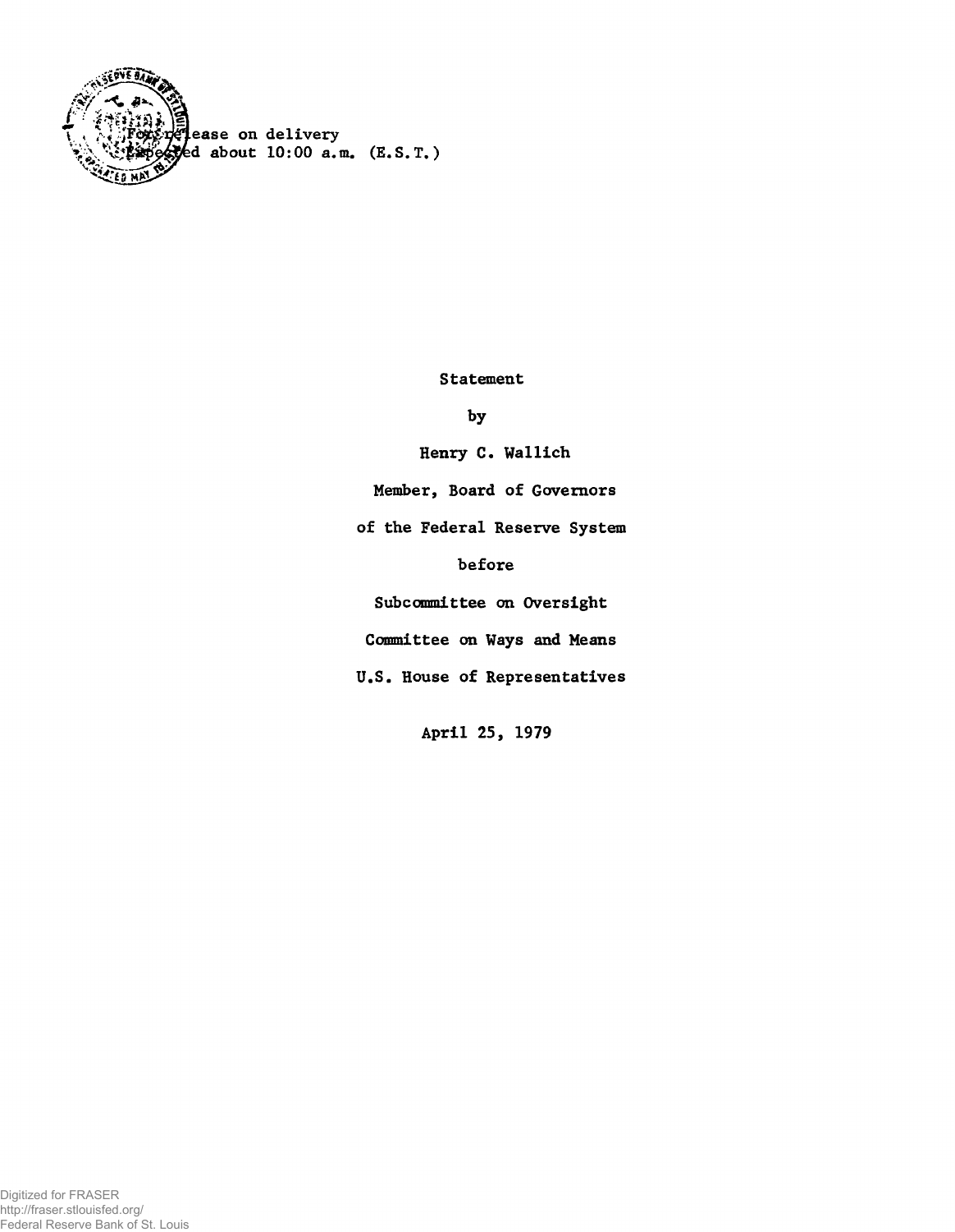For release on delivery
Expected about 10:00 a.m. (E.S.T.)

Statement

by

Henry C. Wallich

Member, Board of Governors

of the Federal Reserve System

before

Subcommittee on Oversight

Committee on Ways and Means

U.S. House of Representatives

April 25, 1979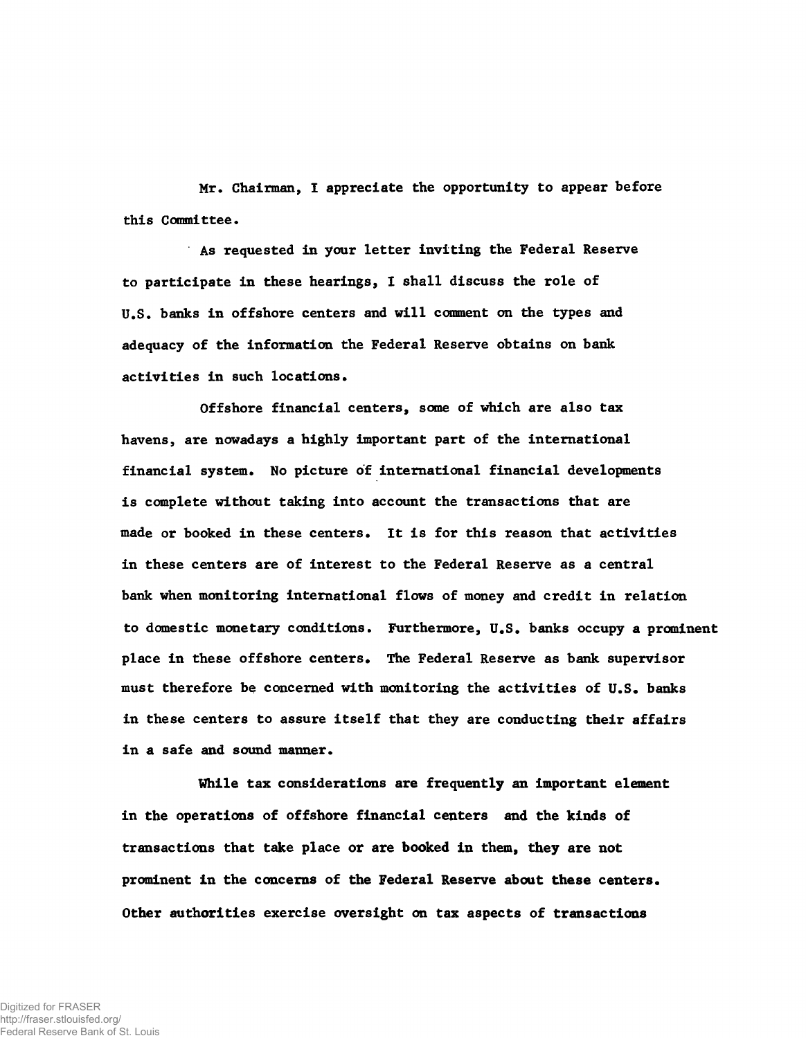Mr. Chairman, I appreciate the opportunity to appear before this Committee.

As requested in your letter inviting the Federal Reserve to participate in these hearings, I shall discuss the role of U.S. banks in offshore centers and will comment on the types and adequacy of the information the Federal Reserve obtains on bank activities in such locations.

Offshore financial centers, some of which are also tax havens, are nowadays a highly important part of the international financial system. No picture of international financial developments is complete without taking into account the transactions that are made or booked in these centers. It is for this reason that activities in these centers are of interest to the Federal Reserve as a central bank when monitoring international flows of money and credit in relation to domestic monetary conditions. Furthermore, U.S. banks occupy a prominent place in these offshore centers. The Federal Reserve as bank supervisor must therefore be concerned with monitoring the activities of U.S. banks in these centers to assure itself that they are conducting their affairs in a safe and sound manner.

While tax considerations are frequently an important element in the operations of offshore financial centers and the kinds of transactions that take place or are booked in them, they are not prominent in the concerns of the Federal Reserve about these centers. Other authorities exercise oversight on tax aspects of transactions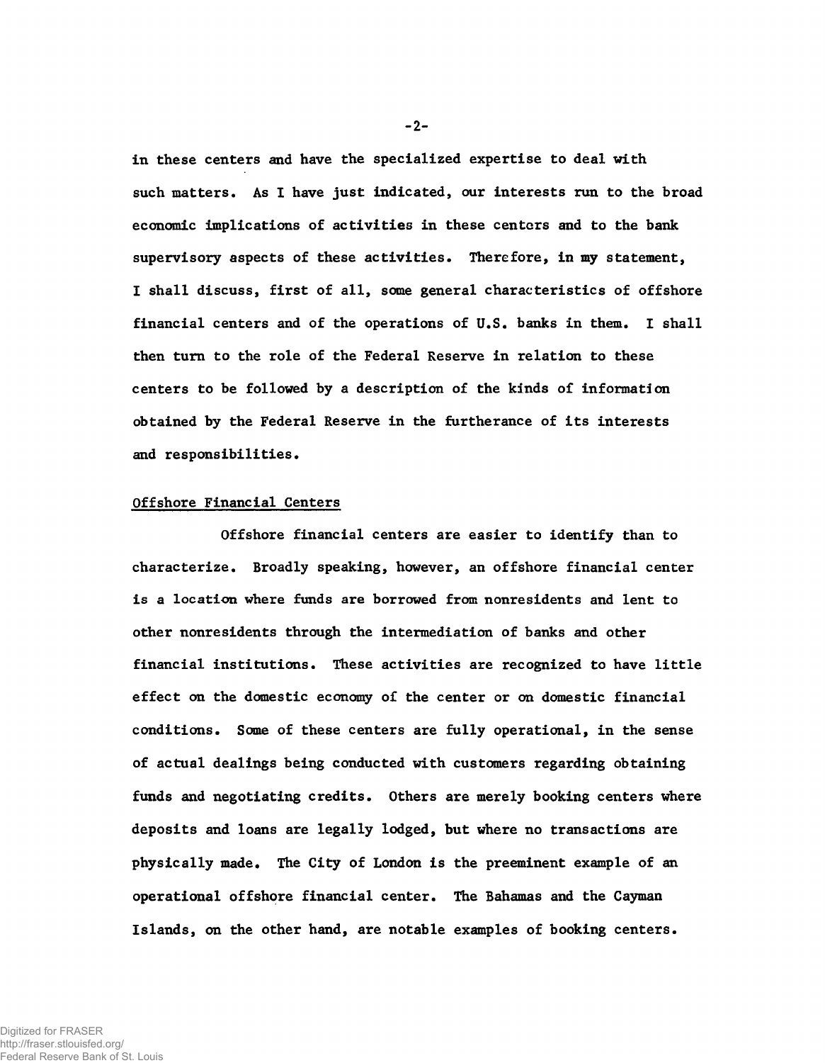in these centers and have the specialized expertise to deal with such matters. As I have just indicated, our interests run to the broad economic implications of activities in these centers and to the bank supervisory aspects of these activities. Therefore, in my statement, I shall discuss, first of all, some general characteristics of offshore financial centers and of the operations of U.S. banks in them. I shall then turn to the role of the Federal Reserve in relation to these centers to be followed by a description of the kinds of information obtained by the Federal Reserve in the furtherance of its interests and responsibilities.

## Offshore Financial Centers

Offshore financial centers are easier to identify than to characterize. Broadly speaking, however, an offshore financial center is a location where funds are borrowed from nonresidents and lent to other nonresidents through the intermediation of banks and other financial institutions. These activities are recognized to have little effect on the domestic economy of the center or on domestic financial conditions. Some of these centers are fully operational, in the sense of actual dealings being conducted with customers regarding obtaining funds and negotiating credits. Others are merely booking centers where deposits and loans are legally lodged, but where no transactions are physically made. The City of London is the preeminent example of an operational offshore financial center. The Bahamas and the Cayman Islands, on the other hand, are notable examples of booking centers.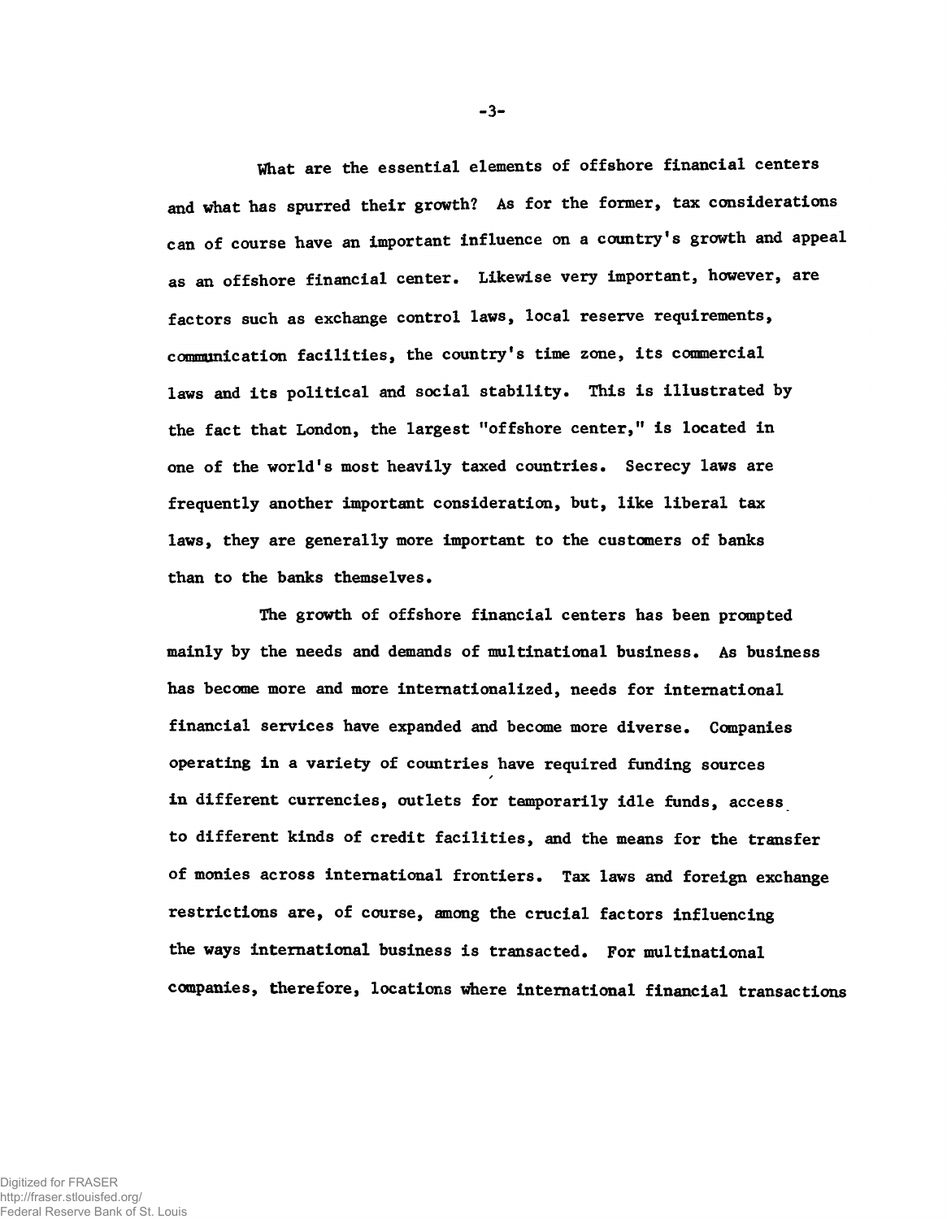What are the essential elements of offshore financial centers and what has spurred their growth? As for the former, tax considerations can of course have an important influence on a country's growth and appeal as an offshore financial center. Likewise very important, however, are factors such as exchange control laws, local reserve requirements, communication facilities, the country's time zone, its commercial laws and its political and social stability. This is illustrated by the fact that London, the largest "offshore center," is located in one of the world's most heavily taxed countries. Secrecy laws are frequently another important consideration, but, like liberal tax laws, they are generally more important to the customers of banks than to the banks themselves.

The growth of offshore financial centers has been prompted mainly by the needs and demands of multinational business. As business has become more and more internationalized, needs for international financial services have expanded and become more diverse. Companies operating in a variety of countries have required funding sources in different currencies, outlets for temporarily idle funds, access to different kinds of credit facilities, and the means for the transfer of monies across international frontiers. Tax laws and foreign exchange restrictions are, of course, among the crucial factors influencing the ways international business is transacted. For multinational companies, therefore, locations where international financial transactions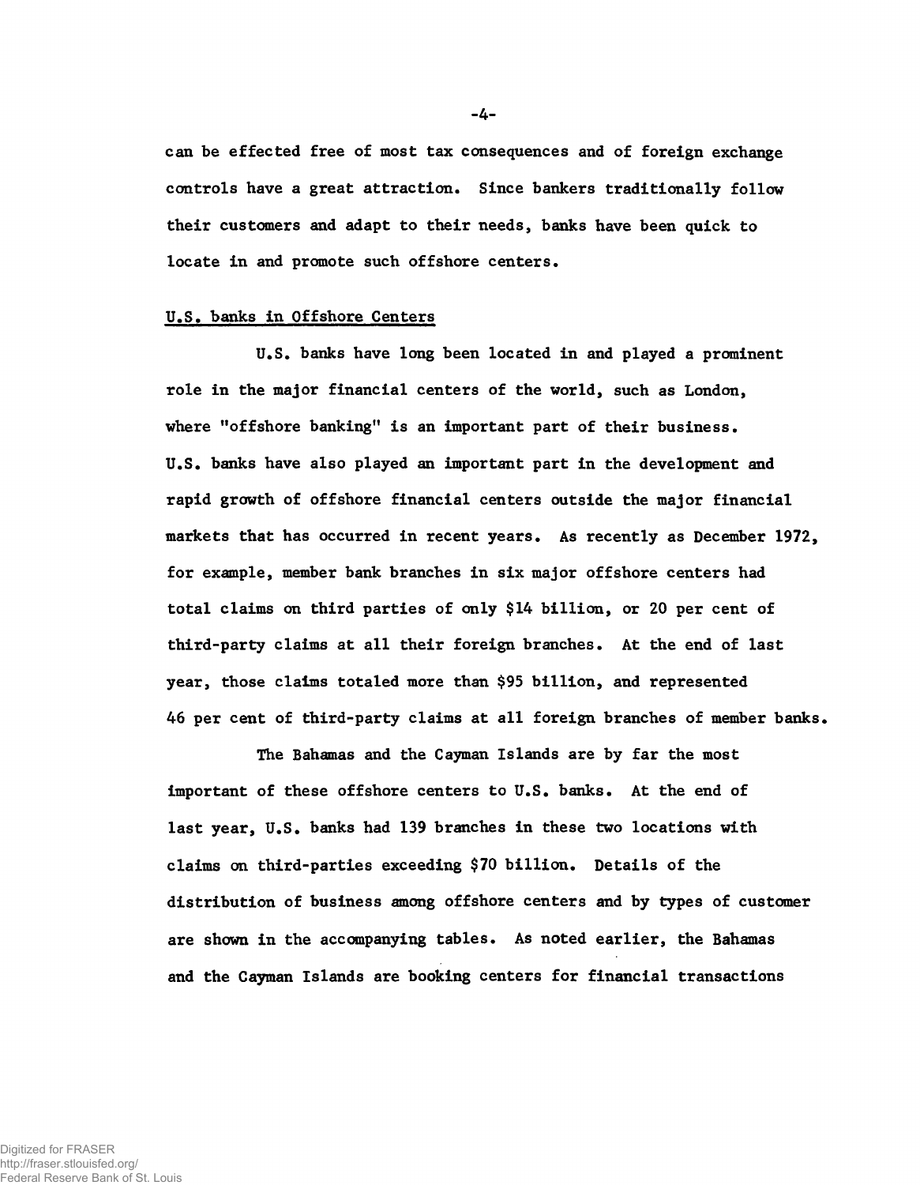can be effected free of most tax consequences and of foreign exchange controls have a great attraction. Since bankers traditionally follow their customers and adapt to their needs, banks have been quick to locate in and promote such offshore centers.

## U.S. banks in Offshore Centers

U.S. banks have long been located in and played a prominent role in the major financial centers of the world, such as London, where "offshore banking" is an important part of their business. U.S. banks have also played an important part in the development and rapid growth of offshore financial centers outside the major financial markets that has occurred in recent years. As recently as December 1972, for example, member bank branches in six major offshore centers had total claims on third parties of only $14 billion, or 20 per cent of third-party claims at all their foreign branches. At the end of last year, those claims totaled more than $95 billion, and represented 46 per cent of third-party claims at all foreign branches of member banks.

The Bahamas and the Cayman Islands are by far the most important of these offshore centers to U.S. banks. At the end of last year, U.S. banks had 139 branches in these two locations with claims on third-parties exceeding $70 billion. Details of the distribution of business among offshore centers and by types of customer are shown in the accompanying tables. As noted earlier, the Bahamas and the Cayman Islands are booking centers for financial transactions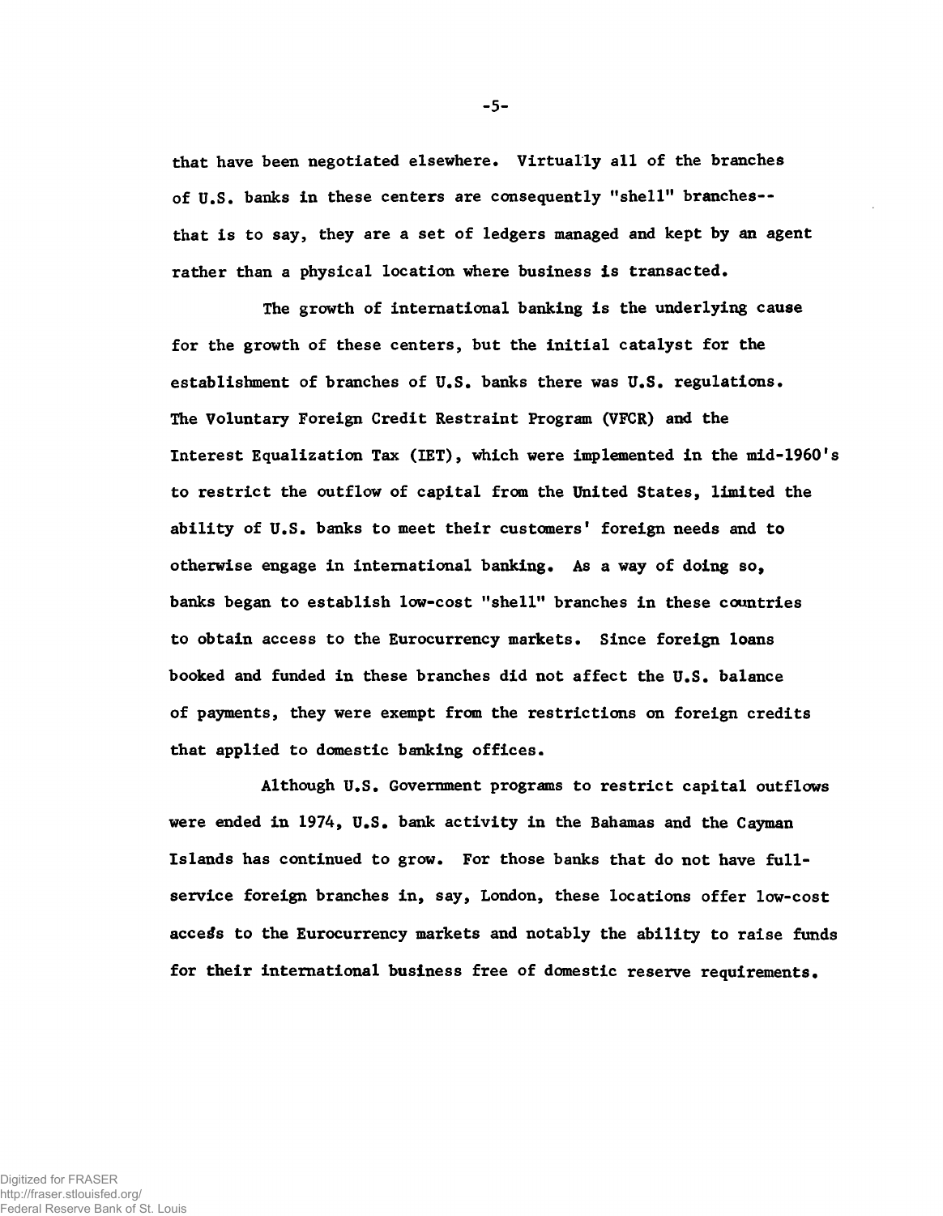that have been negotiated elsewhere. Virtually all of the branches of U.S. banks in these centers are consequently "shell" branches--that is to say, they are a set of ledgers managed and kept by an agent rather than a physical location where business is transacted.

The growth of international banking is the underlying cause for the growth of these centers, but the initial catalyst for the establishment of branches of U.S. banks there was U.S. regulations. The Voluntary Foreign Credit Restraint Program (VFCR) and the Interest Equalization Tax (IET), which were implemented in the mid-1960's to restrict the outflow of capital from the United States, limited the ability of U.S. banks to meet their customers' foreign needs and to otherwise engage in international banking. As a way of doing so, banks began to establish low-cost "shell" branches in these countries to obtain access to the Eurocurrency markets. Since foreign loans booked and funded in these branches did not affect the U.S. balance of payments, they were exempt from the restrictions on foreign credits that applied to domestic banking offices.

Although U.S. Government programs to restrict capital outflows were ended in 1974, U.S. bank activity in the Bahamas and the Cayman Islands has continued to grow. For those banks that do not have full-service foreign branches in, say, London, these locations offer low-cost access to the Eurocurrency markets and notably the ability to raise funds for their international business free of domestic reserve requirements.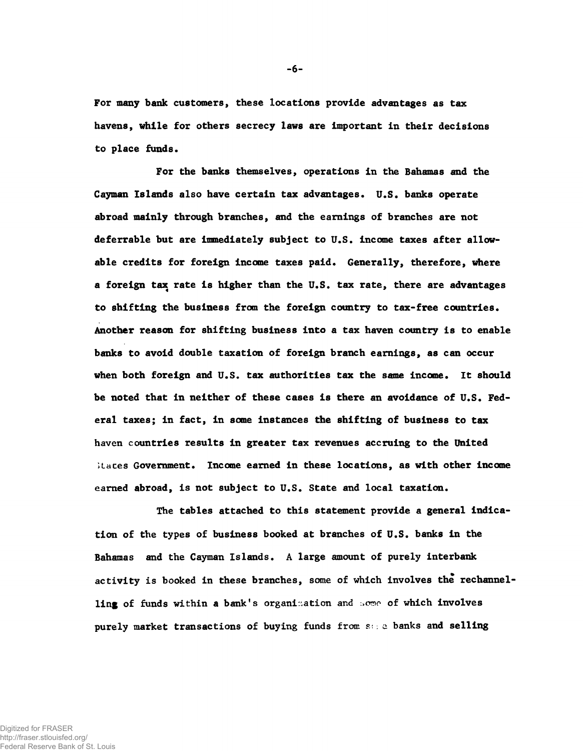For many bank customers, these locations provide advantages as tax havens, while for others secrecy laws are important in their decisions to place funds.

For the banks themselves, operations in the Bahamas and the Cayman Islands also have certain tax advantages. U.S. banks operate abroad mainly through branches, and the earnings of branches are not deferrable but are immediately subject to U.S. income taxes after allowable credits for foreign income taxes paid. Generally, therefore, where a foreign tax rate is higher than the U.S. tax rate, there are advantages to shifting the business from the foreign country to tax-free countries. Another reason for shifting business into a tax haven country is to enable banks to avoid double taxation of foreign branch earnings, as can occur when both foreign and U.S. tax authorities tax the same income. It should be noted that in neither of these cases is there an avoidance of U.S. Federal taxes; in fact, in some instances the shifting of business to tax haven countries results in greater tax revenues accruing to the United States Government. Income earned in these locations, as with other income earned abroad, is not subject to U.S. State and local taxation.

The tables attached to this statement provide a general indication of the types of business booked at branches of U.S. banks in the Bahamas and the Cayman Islands. A large amount of purely interbank activity is booked in these branches, some of which involves the rechannelling of funds within a bank's organization and some of which involves purely market transactions of buying funds from some banks and selling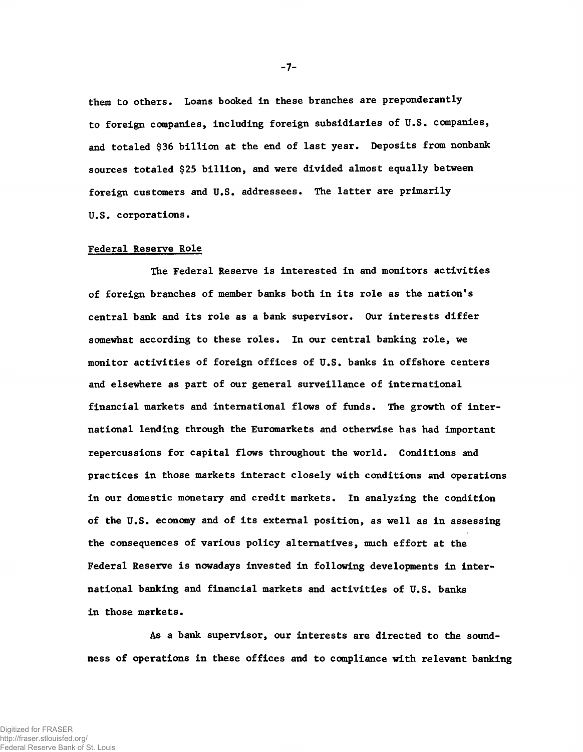them to others. Loans booked in these branches are preponderantly to foreign companies, including foreign subsidiaries of U.S. companies, and totaled $36 billion at the end of last year. Deposits from nonbank sources totaled $25 billion, and were divided almost equally between foreign customers and U.S. addressees. The latter are primarily U.S. corporations.

## Federal Reserve Role

The Federal Reserve is interested in and monitors activities of foreign branches of member banks both in its role as the nation's central bank and its role as a bank supervisor. Our interests differ somewhat according to these roles. In our central banking role, we monitor activities of foreign offices of U.S. banks in offshore centers and elsewhere as part of our general surveillance of international financial markets and international flows of funds. The growth of international lending through the Euromarkets and otherwise has had important repercussions for capital flows throughout the world. Conditions and practices in those markets interact closely with conditions and operations in our domestic monetary and credit markets. In analyzing the condition of the U.S. economy and of its external position, as well as in assessing the consequences of various policy alternatives, much effort at the Federal Reserve is nowadays invested in following developments in international banking and financial markets and activities of U.S. banks in those markets.

As a bank supervisor, our interests are directed to the soundness of operations in these offices and to compliance with relevant banking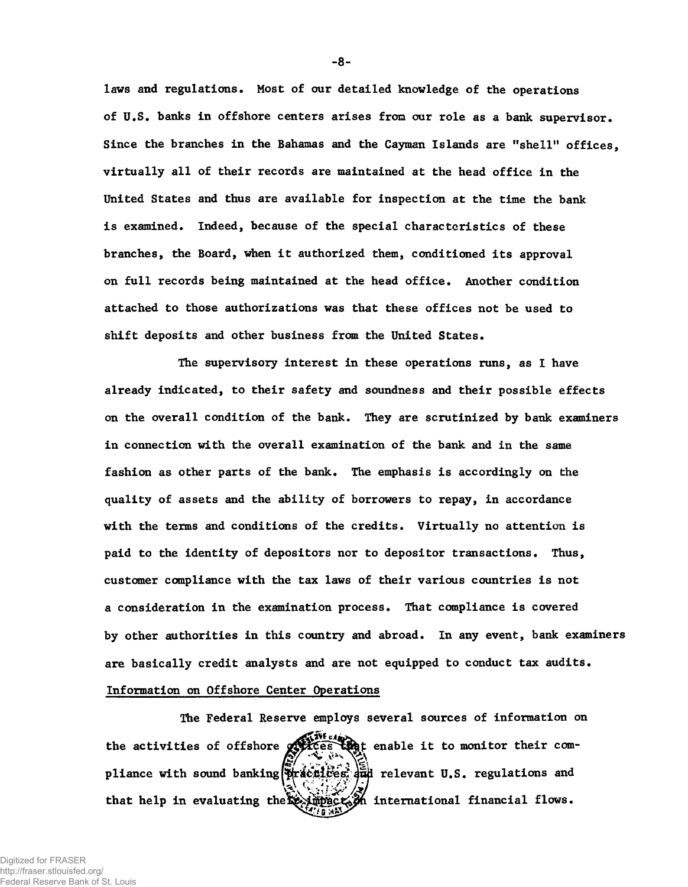laws and regulations. Most of our detailed knowledge of the operations of U.S. banks in offshore centers arises from our role as a bank supervisor. Since the branches in the Bahamas and the Cayman Islands are "shell" offices, virtually all of their records are maintained at the head office in the United States and thus are available for inspection at the time the bank is examined. Indeed, because of the special characteristics of these branches, the Board, when it authorized them, conditioned its approval on full records being maintained at the head office. Another condition attached to those authorizations was that these offices not be used to shift deposits and other business from the United States.

The supervisory interest in these operations runs, as I have already indicated, to their safety and soundness and their possible effects on the overall condition of the bank. They are scrutinized by bank examiners in connection with the overall examination of the bank and in the same fashion as other parts of the bank. The emphasis is accordingly on the quality of assets and the ability of borrowers to repay, in accordance with the terms and conditions of the credits. Virtually no attention is paid to the identity of depositors nor to depositor transactions. Thus, customer compliance with the tax laws of their various countries is not a consideration in the examination process. That compliance is covered by other authorities in this country and abroad. In any event, bank examiners are basically credit analysts and are not equipped to conduct tax audits.

## Information on Offshore Center Operations

The Federal Reserve employs several sources of information on the activities of offshore offices that enable it to monitor their compliance with sound banking practices and relevant U.S. regulations and that help in evaluating their impact on international financial flows.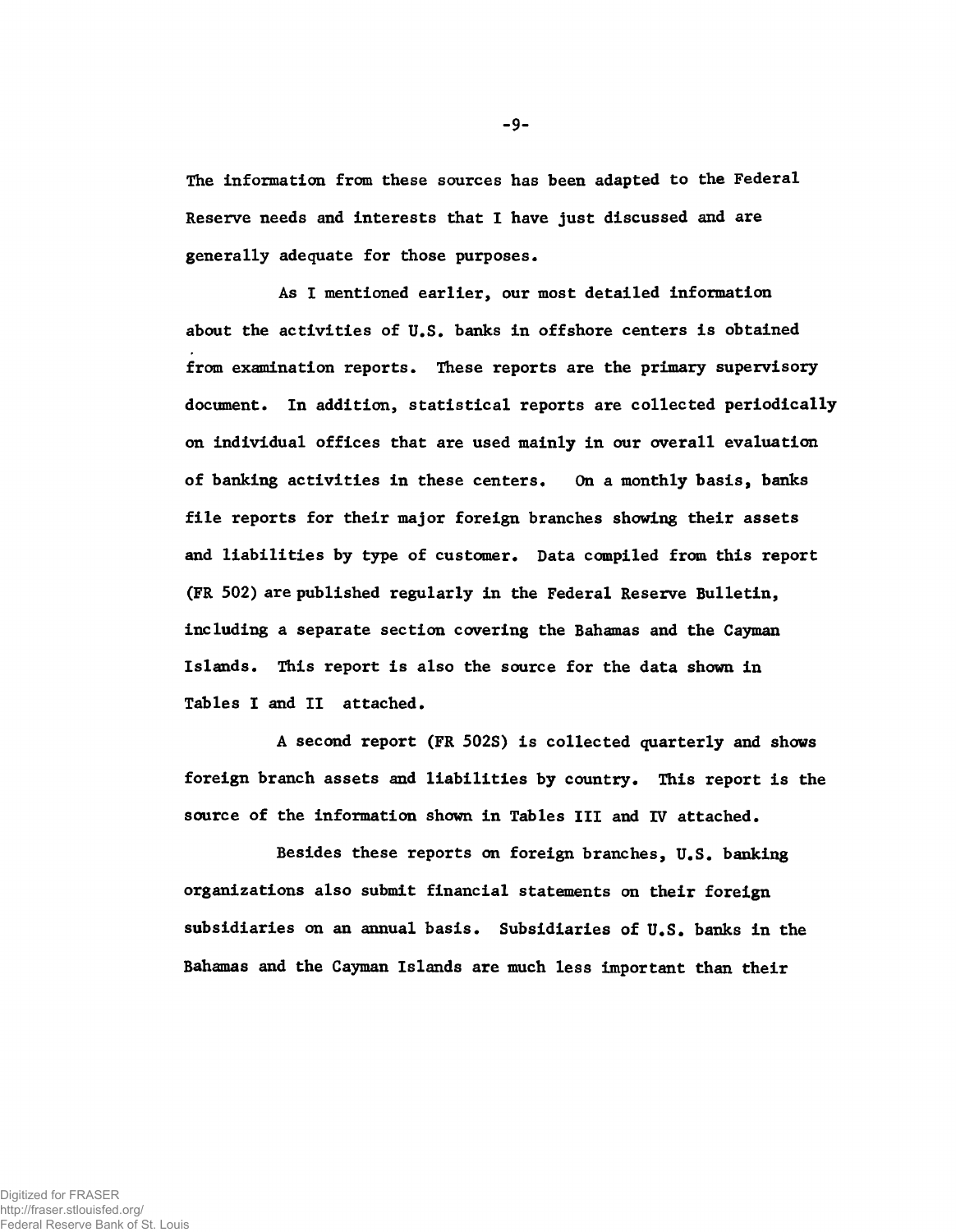The information from these sources has been adapted to the Federal Reserve needs and interests that I have just discussed and are generally adequate for those purposes.

As I mentioned earlier, our most detailed information about the activities of U.S. banks in offshore centers is obtained from examination reports. These reports are the primary supervisory document. In addition, statistical reports are collected periodically on individual offices that are used mainly in our overall evaluation of banking activities in these centers. On a monthly basis, banks file reports for their major foreign branches showing their assets and liabilities by type of customer. Data compiled from this report (FR 502) are published regularly in the Federal Reserve Bulletin, including a separate section covering the Bahamas and the Cayman Islands. This report is also the source for the data shown in Tables I and II attached.

A second report (FR 502S) is collected quarterly and shows foreign branch assets and liabilities by country. This report is the source of the information shown in Tables III and IV attached.

Besides these reports on foreign branches, U.S. banking organizations also submit financial statements on their foreign subsidiaries on an annual basis. Subsidiaries of U.S. banks in the Bahamas and the Cayman Islands are much less important than their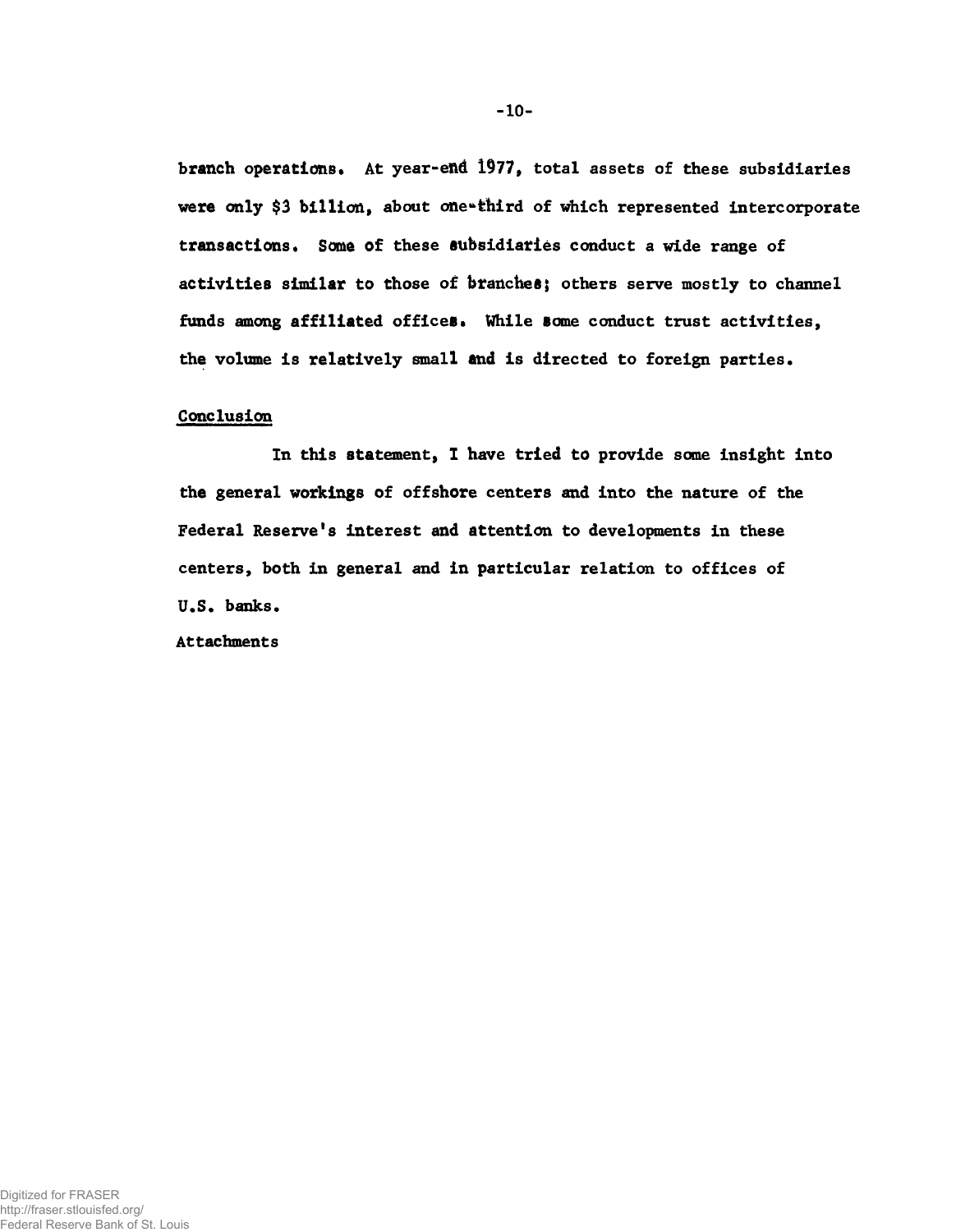branch operations. At year-end 1977, total assets of these subsidiaries were only $3 billion, about one-third of which represented intercorporate transactions. Some of these subsidiaries conduct a wide range of activities similar to those of branches; others serve mostly to channel funds among affiliated offices. While some conduct trust activities, the volume is relatively small and is directed to foreign parties.

## Conclusion

In this statement, I have tried to provide some insight into the general workings of offshore centers and into the nature of the Federal Reserve's interest and attention to developments in these centers, both in general and in particular relation to offices of U.S. banks.

Attachments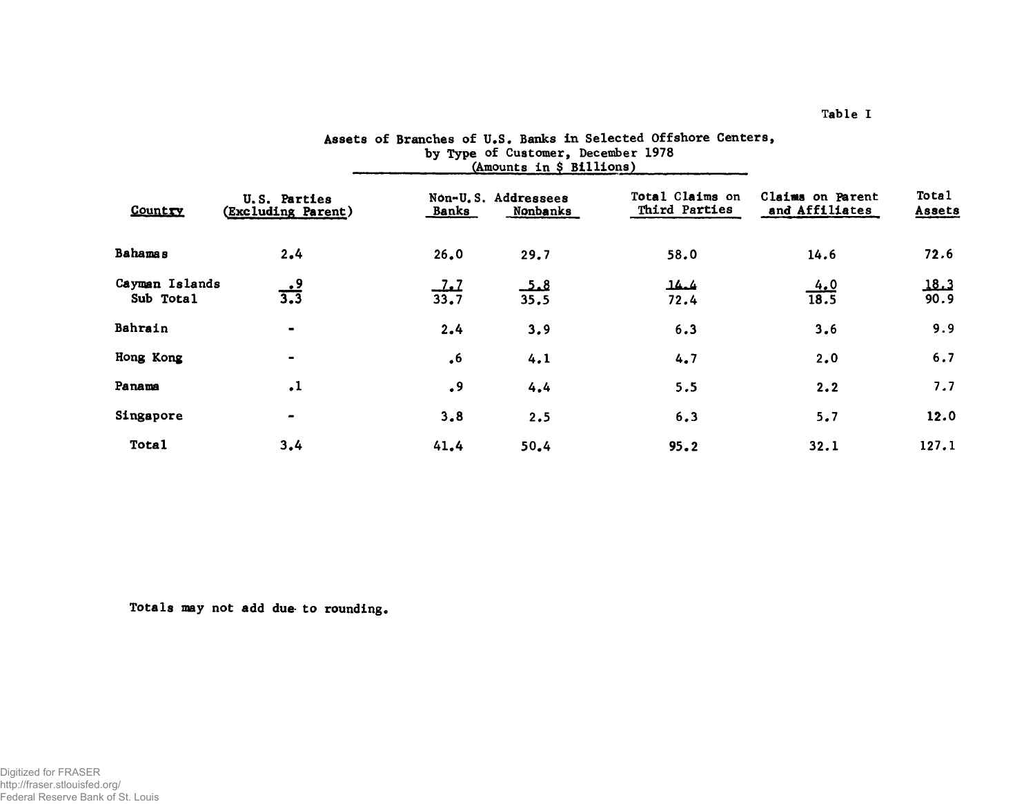Table I

**Assets of Branches of U.S. Banks in Selected Offshore Centers, by Type of Customer, December 1978**
**(Amounts in $ Billions)**

| Country | U.S. Parties (Excluding Parent) | Non-U.S. Addressees Banks | Non-U.S. Addressees Nonbanks | Total Claims on Third Parties | Claims on Parent and Affiliates | Total Assets |
|---|---|---|---|---|---|---|
| Bahamas | 2.4 | 26.0 | 29.7 | 58.0 | 14.6 | 72.6 |
| Cayman Islands | .9 | 7.7 | 5.8 | 14.4 | 4.0 | 18.3 |
| Sub Total | 3.3 | 33.7 | 35.5 | 72.4 | 18.5 | 90.9 |
| Bahrain | - | 2.4 | 3.9 | 6.3 | 3.6 | 9.9 |
| Hong Kong | - | .6 | 4.1 | 4.7 | 2.0 | 6.7 |
| Panama | .1 | .9 | 4.4 | 5.5 | 2.2 | 7.7 |
| Singapore | - | 3.8 | 2.5 | 6.3 | 5.7 | 12.0 |
| Total | 3.4 | 41.4 | 50.4 | 95.2 | 32.1 | 127.1 |

Totals may not add due to rounding.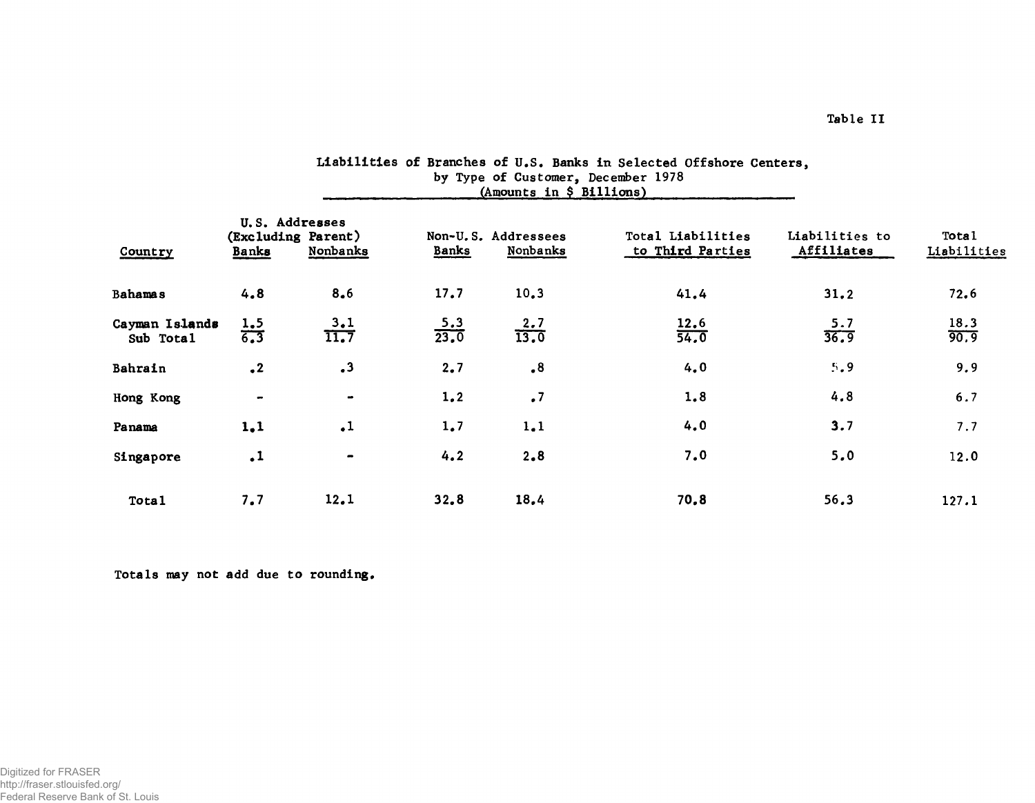Table II

## Liabilities of Branches of U.S. Banks in Selected Offshore Centers, by Type of Customer, December 1978
(Amounts in $ Billions)

| Country | U.S. Addresses (Excluding Parent) | | Non-U.S. Addressees | | Total Liabilities to Third Parties | Liabilities to Affiliates | Total Liabilities |
|---|---|---|---|---|---|---|---|
| | Banks | Nonbanks | Banks | Nonbanks | | | |
| Bahamas | 4.8 | 8.6 | 17.7 | 10.3 | 41.4 | 31.2 | 72.6 |
| Cayman Islands | 1.5 | 3.1 | 5.3 | 2.7 | 12.6 | 5.7 | 18.3 |
| Sub Total | 6.3 | 11.7 | 23.0 | 13.0 | 54.0 | 36.9 | 90.9 |
| Bahrain | .2 | .3 | 2.7 | .8 | 4.0 | 5.9 | 9.9 |
| Hong Kong | - | - | 1.2 | .7 | 1.8 | 4.8 | 6.7 |
| Panama | 1.1 | .1 | 1.7 | 1.1 | 4.0 | 3.7 | 7.7 |
| Singapore | .1 | - | 4.2 | 2.8 | 7.0 | 5.0 | 12.0 |
| Total | 7.7 | 12.1 | 32.8 | 18.4 | 70.8 | 56.3 | 127.1 |

Totals may not add due to rounding.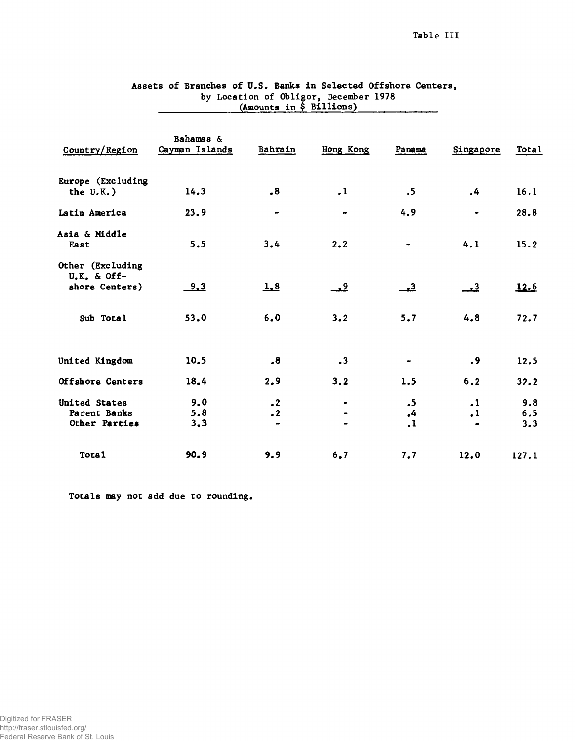Table III

## Assets of Branches of U.S. Banks in Selected Offshore Centers, by Location of Obligor, December 1978 (Amounts in $ Billions)

| Country/Region | Bahamas & Cayman Islands | Bahrain | Hong Kong | Panama | Singapore | Total |
|---|---|---|---|---|---|---|
| Europe (Excluding the U.K.) | 14.3 | .8 | .1 | .5 | .4 | 16.1 |
| Latin America | 23.9 | - | - | 4.9 | - | 28.8 |
| Asia & Middle East | 5.5 | 3.4 | 2.2 | - | 4.1 | 15.2 |
| Other (Excluding U.K. & Offshore Centers) | 9.3 | 1.8 | .9 | .3 | .3 | 12.6 |
| Sub Total | 53.0 | 6.0 | 3.2 | 5.7 | 4.8 | 72.7 |
| United Kingdom | 10.5 | .8 | .3 | - | .9 | 12.5 |
| Offshore Centers | 18.4 | 2.9 | 3.2 | 1.5 | 6.2 | 32.2 |
| United States | 9.0 | .2 | - | .5 | .1 | 9.8 |
| Parent Banks | 5.8 | .2 | - | .4 | .1 | 6.5 |
| Other Parties | 3.3 | - | - | .1 | - | 3.3 |
| Total | 90.9 | 9.9 | 6.7 | 7.7 | 12.0 | 127.1 |

Totals may not add due to rounding.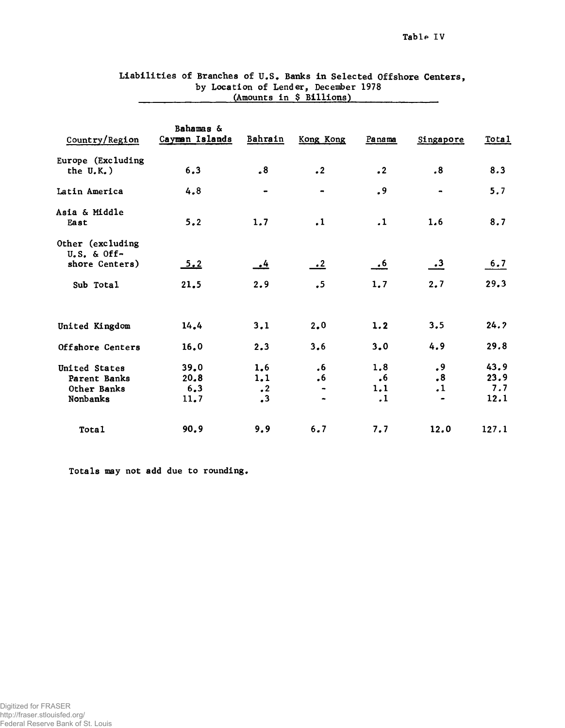Table IV

## Liabilities of Branches of U.S. Banks in Selected Offshore Centers, by Location of Lender, December 1978 (Amounts in $ Billions)

| Country/Region | Bahamas & Cayman Islands | Bahrain | Kong Kong | Panama | Singapore | Total |
|---|---|---|---|---|---|---|
| Europe (Excluding the U.K.) | 6.3 | .8 | .2 | .2 | .8 | 8.3 |
| Latin America | 4.8 | - | - | .9 | - | 5.7 |
| Asia & Middle East | 5.2 | 1.7 | .1 | .1 | 1.6 | 8.7 |
| Other (excluding U.S. & Off-shore Centers) | 5.2 | .4 | .2 | .6 | .3 | 6.7 |
| Sub Total | 21.5 | 2.9 | .5 | 1.7 | 2.7 | 29.3 |
| United Kingdom | 14.4 | 3.1 | 2.0 | 1.2 | 3.5 | 24.2 |
| Offshore Centers | 16.0 | 2.3 | 3.6 | 3.0 | 4.9 | 29.8 |
| United States | 39.0 | 1.6 | .6 | 1.8 | .9 | 43.9 |
| Parent Banks | 20.8 | 1.1 | .6 | .6 | .8 | 23.9 |
| Other Banks | 6.3 | .2 | - | 1.1 | .1 | 7.7 |
| Nonbanks | 11.7 | .3 | - | .1 | - | 12.1 |
| Total | 90.9 | 9.9 | 6.7 | 7.7 | 12.0 | 127.1 |

Totals may not add due to rounding.